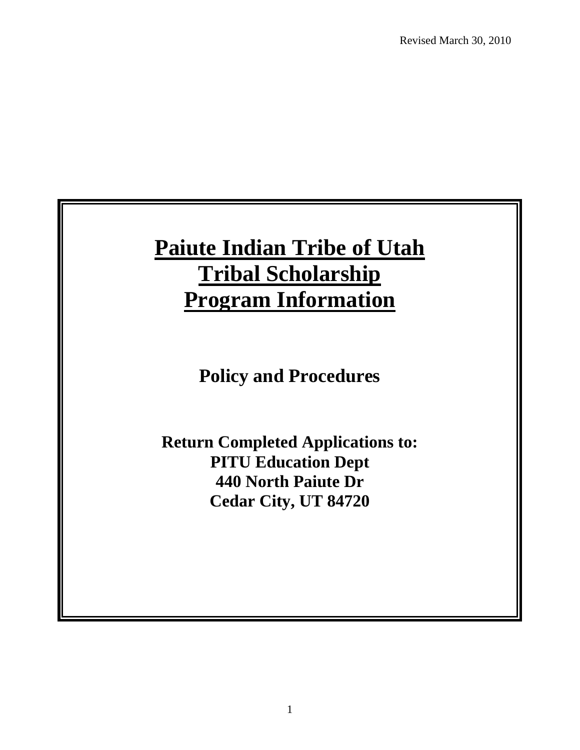Revised March 30, 2010

# Paiute Indian Tribe of Utah Tribal Scholarship Program Information

## Policy and Procedures

**Return Completed Applications to:**
**PITU Education Dept**
**440 North Paiute Dr**
**Cedar City, UT 84720**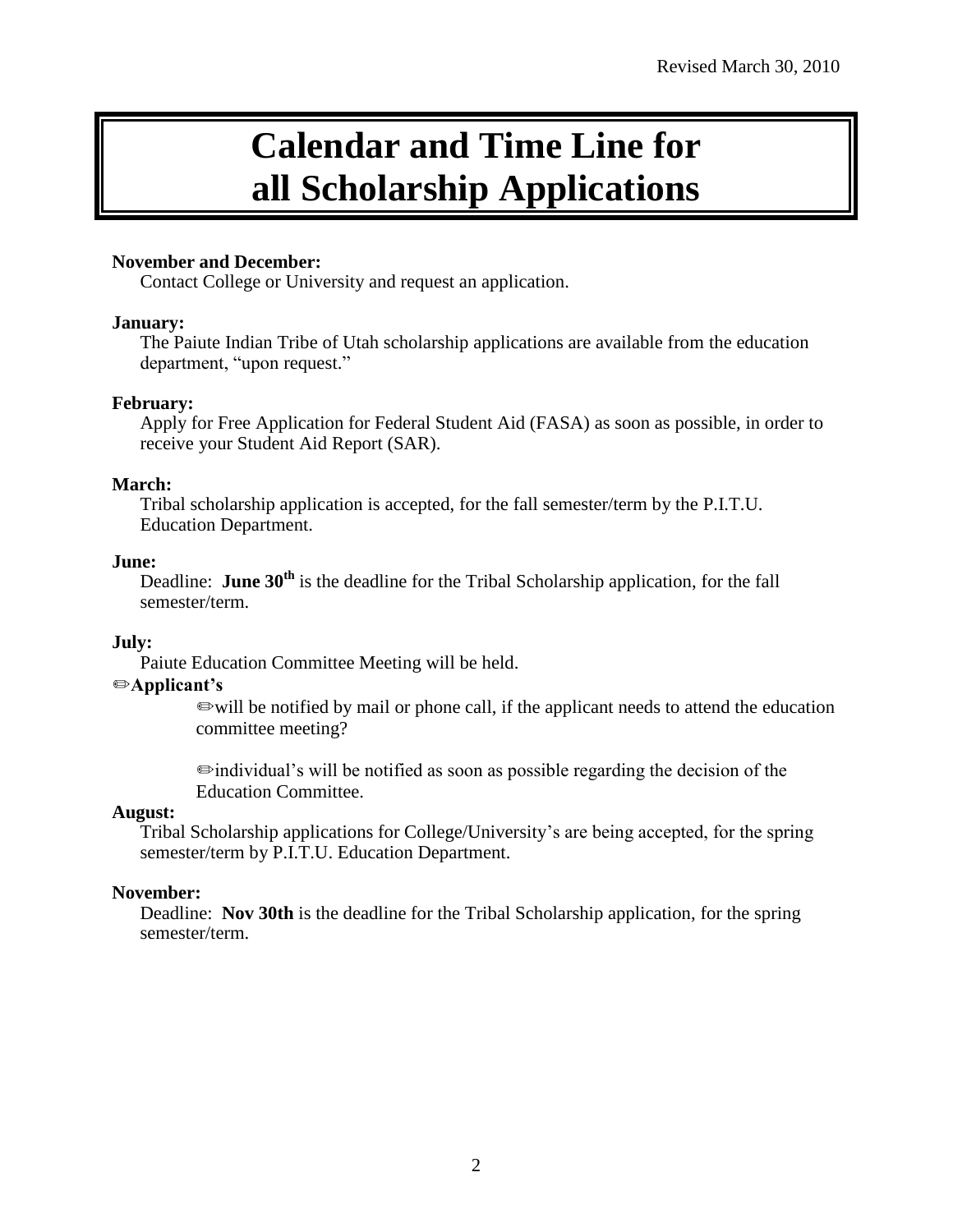Revised March 30, 2010

# Calendar and Time Line for all Scholarship Applications

**November and December:**
Contact College or University and request an application.

**January:**
The Paiute Indian Tribe of Utah scholarship applications are available from the education department, "upon request."

**February:**
Apply for Free Application for Federal Student Aid (FASA) as soon as possible, in order to receive your Student Aid Report (SAR).

**March:**
Tribal scholarship application is accepted, for the fall semester/term by the P.I.T.U. Education Department.

**June:**
Deadline: **June 30th** is the deadline for the Tribal Scholarship application, for the fall semester/term.

**July:**
Paiute Education Committee Meeting will be held.

✏**Applicant's**

✏will be notified by mail or phone call, if the applicant needs to attend the education committee meeting?

✏individual's will be notified as soon as possible regarding the decision of the Education Committee.

**August:**
Tribal Scholarship applications for College/University's are being accepted, for the spring semester/term by P.I.T.U. Education Department.

**November:**
Deadline: **Nov 30th** is the deadline for the Tribal Scholarship application, for the spring semester/term.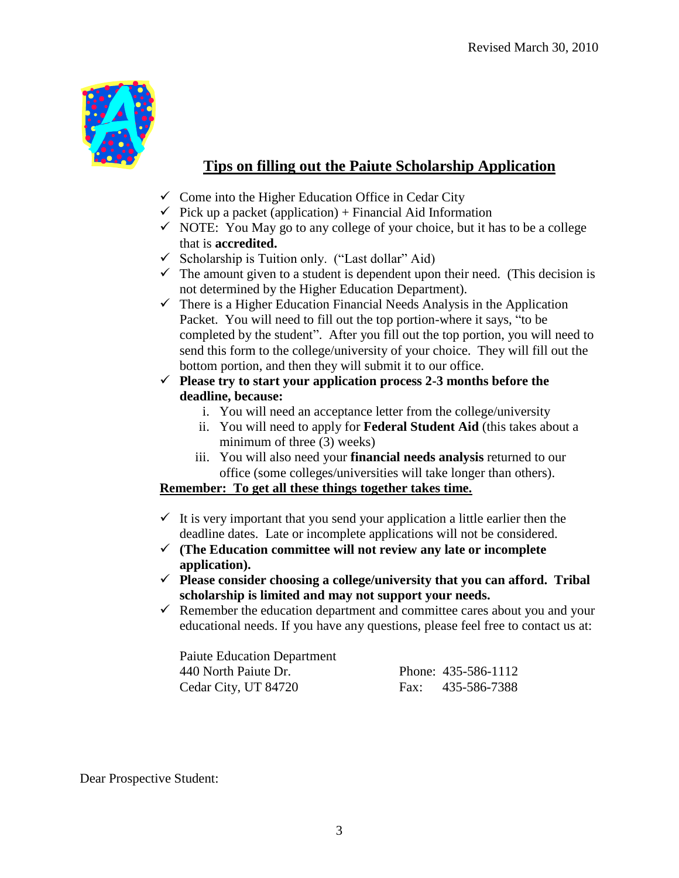Revised March 30, 2010

## Tips on filling out the Paiute Scholarship Application

- ✓ Come into the Higher Education Office in Cedar City
- ✓ Pick up a packet (application) + Financial Aid Information
- ✓ NOTE: You May go to any college of your choice, but it has to be a college that is **accredited.**
- ✓ Scholarship is Tuition only. ("Last dollar" Aid)
- ✓ The amount given to a student is dependent upon their need. (This decision is not determined by the Higher Education Department).
- ✓ There is a Higher Education Financial Needs Analysis in the Application Packet. You will need to fill out the top portion-where it says, "to be completed by the student". After you fill out the top portion, you will need to send this form to the college/university of your choice. They will fill out the bottom portion, and then they will submit it to our office.
- ✓ **Please try to start your application process 2-3 months before the deadline, because:**
    - i. You will need an acceptance letter from the college/university
    - ii. You will need to apply for **Federal Student Aid** (this takes about a minimum of three (3) weeks)
    - iii. You will also need your **financial needs analysis** returned to our office (some colleges/universities will take longer than others).

**Remember: To get all these things together takes time.**

- ✓ It is very important that you send your application a little earlier then the deadline dates. Late or incomplete applications will not be considered.
- ✓ **(The Education committee will not review any late or incomplete application).**
- ✓ **Please consider choosing a college/university that you can afford. Tribal scholarship is limited and may not support your needs.**
- ✓ Remember the education department and committee cares about you and your educational needs. If you have any questions, please feel free to contact us at:

Paiute Education Department
440 North Paiute Dr.
Cedar City, UT 84720

Phone: 435-586-1112
Fax: 435-586-7388

Dear Prospective Student: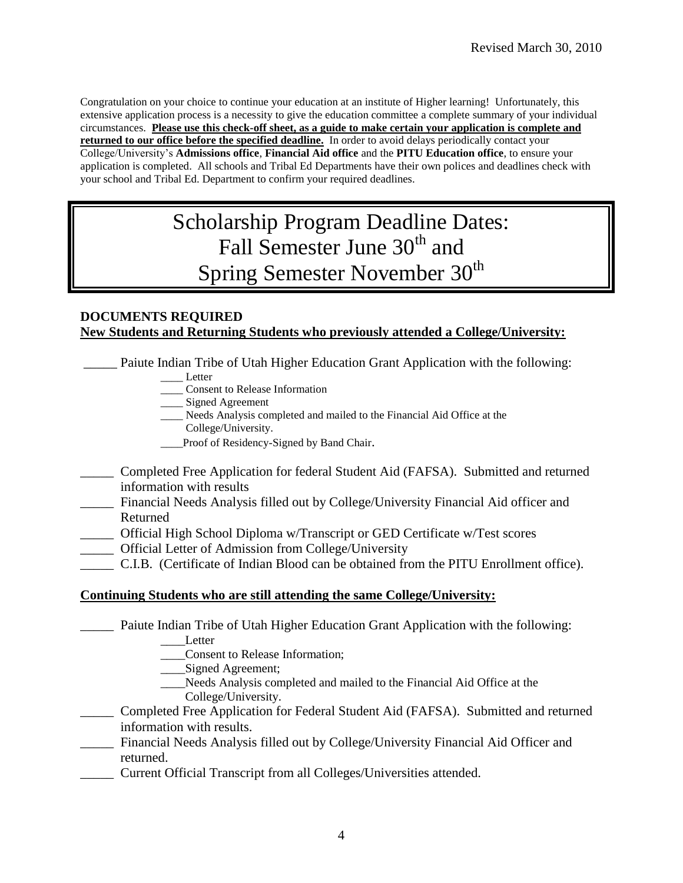Revised March 30, 2010

Congratulation on your choice to continue your education at an institute of Higher learning! Unfortunately, this extensive application process is a necessity to give the education committee a complete summary of your individual circumstances. **Please use this check-off sheet, as a guide to make certain your application is complete and returned to our office before the specified deadline.** In order to avoid delays periodically contact your College/University's **Admissions office**, **Financial Aid office** and the **PITU Education office**, to ensure your application is completed. All schools and Tribal Ed Departments have their own polices and deadlines check with your school and Tribal Ed. Department to confirm your required deadlines.

# Scholarship Program Deadline Dates: Fall Semester June 30th and Spring Semester November 30th

**DOCUMENTS REQUIRED**

**New Students and Returning Students who previously attended a College/University:**

_____ Paiute Indian Tribe of Utah Higher Education Grant Application with the following:

- ____ Letter
- ____ Consent to Release Information
- ____ Signed Agreement
- ____ Needs Analysis completed and mailed to the Financial Aid Office at the College/University.
- ____Proof of Residency-Signed by Band Chair.

_____ Completed Free Application for federal Student Aid (FAFSA). Submitted and returned information with results

_____ Financial Needs Analysis filled out by College/University Financial Aid officer and Returned

_____ Official High School Diploma w/Transcript or GED Certificate w/Test scores

_____ Official Letter of Admission from College/University

_____ C.I.B. (Certificate of Indian Blood can be obtained from the PITU Enrollment office).

**Continuing Students who are still attending the same College/University:**

_____ Paiute Indian Tribe of Utah Higher Education Grant Application with the following:

- ____Letter
- ____Consent to Release Information;
- ____Signed Agreement;
- ____Needs Analysis completed and mailed to the Financial Aid Office at the College/University.

_____ Completed Free Application for Federal Student Aid (FAFSA). Submitted and returned information with results.

_____ Financial Needs Analysis filled out by College/University Financial Aid Officer and returned.

_____ Current Official Transcript from all Colleges/Universities attended.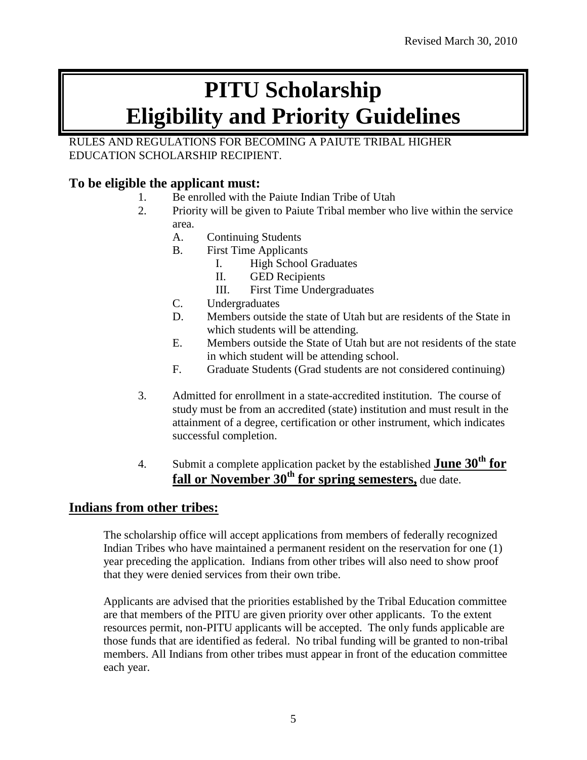Revised March 30, 2010

# PITU Scholarship
# Eligibility and Priority Guidelines

RULES AND REGULATIONS FOR BECOMING A PAIUTE TRIBAL HIGHER EDUCATION SCHOLARSHIP RECIPIENT.

## To be eligible the applicant must:

1. Be enrolled with the Paiute Indian Tribe of Utah
2. Priority will be given to Paiute Tribal member who live within the service area.
   - A. Continuing Students
   - B. First Time Applicants
     - I. High School Graduates
     - II. GED Recipients
     - III. First Time Undergraduates
   - C. Undergraduates
   - D. Members outside the state of Utah but are residents of the State in which students will be attending.
   - E. Members outside the State of Utah but are not residents of the state in which student will be attending school.
   - F. Graduate Students (Grad students are not considered continuing)
3. Admitted for enrollment in a state-accredited institution. The course of study must be from an accredited (state) institution and must result in the attainment of a degree, certification or other instrument, which indicates successful completion.
4. Submit a complete application packet by the established **June 30th for fall or November 30th for spring semesters,** due date.

## Indians from other tribes:

The scholarship office will accept applications from members of federally recognized Indian Tribes who have maintained a permanent resident on the reservation for one (1) year preceding the application. Indians from other tribes will also need to show proof that they were denied services from their own tribe.

Applicants are advised that the priorities established by the Tribal Education committee are that members of the PITU are given priority over other applicants. To the extent resources permit, non-PITU applicants will be accepted. The only funds applicable are those funds that are identified as federal. No tribal funding will be granted to non-tribal members. All Indians from other tribes must appear in front of the education committee each year.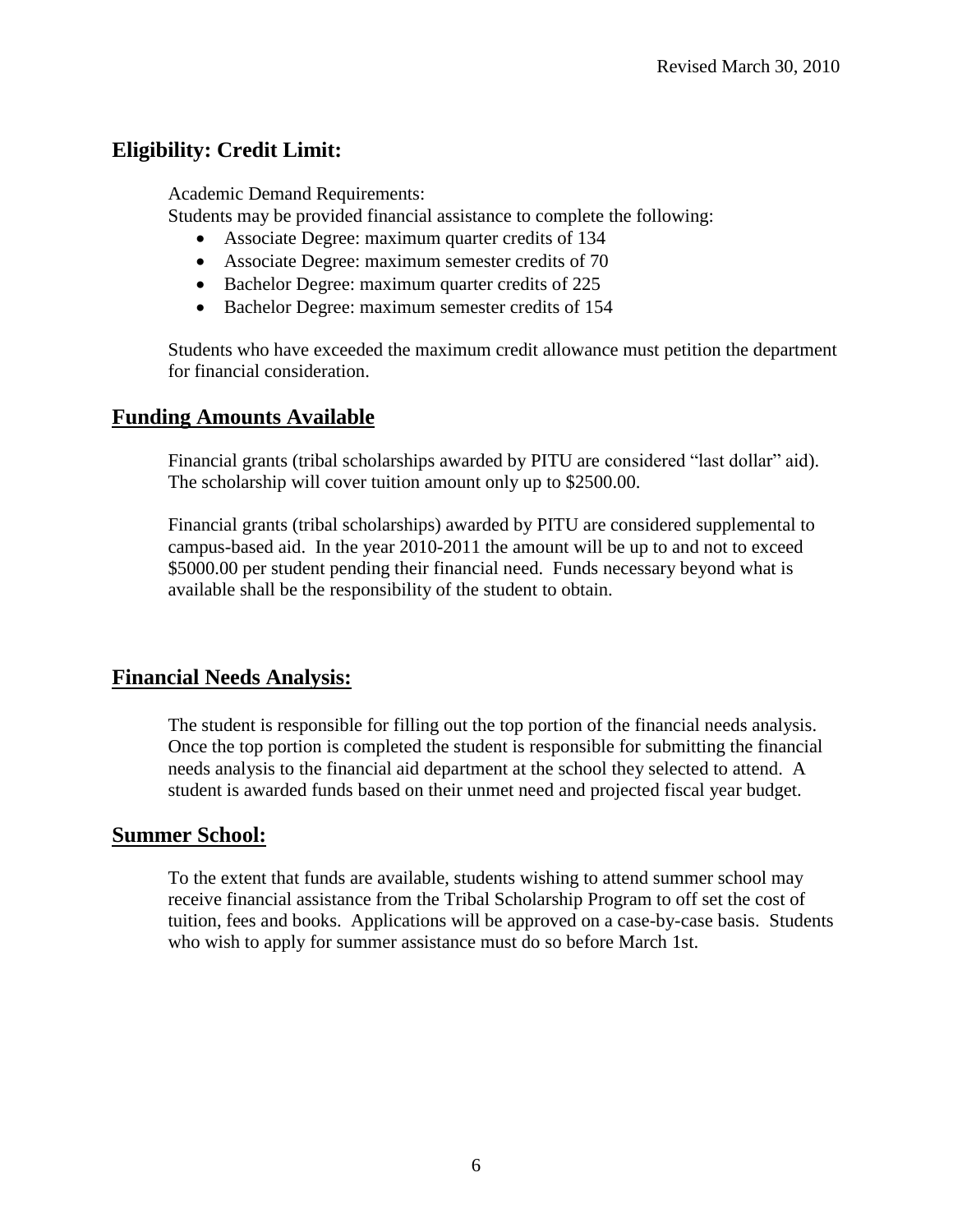## Eligibility: Credit Limit:

Academic Demand Requirements:
Students may be provided financial assistance to complete the following:

- Associate Degree: maximum quarter credits of 134
- Associate Degree: maximum semester credits of 70
- Bachelor Degree: maximum quarter credits of 225
- Bachelor Degree: maximum semester credits of 154

Students who have exceeded the maximum credit allowance must petition the department for financial consideration.

## Funding Amounts Available

Financial grants (tribal scholarships awarded by PITU are considered "last dollar" aid). The scholarship will cover tuition amount only up to $2500.00.

Financial grants (tribal scholarships) awarded by PITU are considered supplemental to campus-based aid. In the year 2010-2011 the amount will be up to and not to exceed $5000.00 per student pending their financial need. Funds necessary beyond what is available shall be the responsibility of the student to obtain.

## Financial Needs Analysis:

The student is responsible for filling out the top portion of the financial needs analysis. Once the top portion is completed the student is responsible for submitting the financial needs analysis to the financial aid department at the school they selected to attend. A student is awarded funds based on their unmet need and projected fiscal year budget.

## Summer School:

To the extent that funds are available, students wishing to attend summer school may receive financial assistance from the Tribal Scholarship Program to off set the cost of tuition, fees and books. Applications will be approved on a case-by-case basis. Students who wish to apply for summer assistance must do so before March 1st.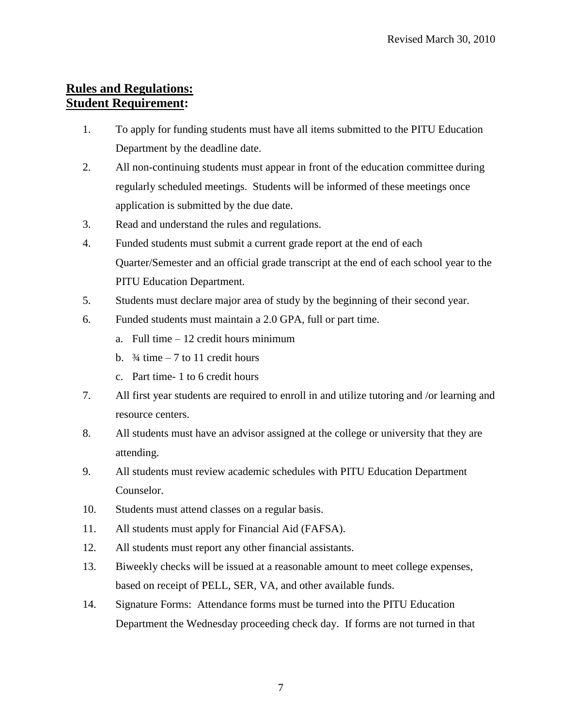Revised March 30, 2010

## Rules and Regulations:
## Student Requirement:

1. To apply for funding students must have all items submitted to the PITU Education Department by the deadline date.
2. All non-continuing students must appear in front of the education committee during regularly scheduled meetings. Students will be informed of these meetings once application is submitted by the due date.
3. Read and understand the rules and regulations.
4. Funded students must submit a current grade report at the end of each Quarter/Semester and an official grade transcript at the end of each school year to the PITU Education Department.
5. Students must declare major area of study by the beginning of their second year.
6. Funded students must maintain a 2.0 GPA, full or part time.
   a. Full time – 12 credit hours minimum
   b. ¾ time – 7 to 11 credit hours
   c. Part time- 1 to 6 credit hours
7. All first year students are required to enroll in and utilize tutoring and /or learning and resource centers.
8. All students must have an advisor assigned at the college or university that they are attending.
9. All students must review academic schedules with PITU Education Department Counselor.
10. Students must attend classes on a regular basis.
11. All students must apply for Financial Aid (FAFSA).
12. All students must report any other financial assistants.
13. Biweekly checks will be issued at a reasonable amount to meet college expenses, based on receipt of PELL, SER, VA, and other available funds.
14. Signature Forms: Attendance forms must be turned into the PITU Education Department the Wednesday proceeding check day. If forms are not turned in that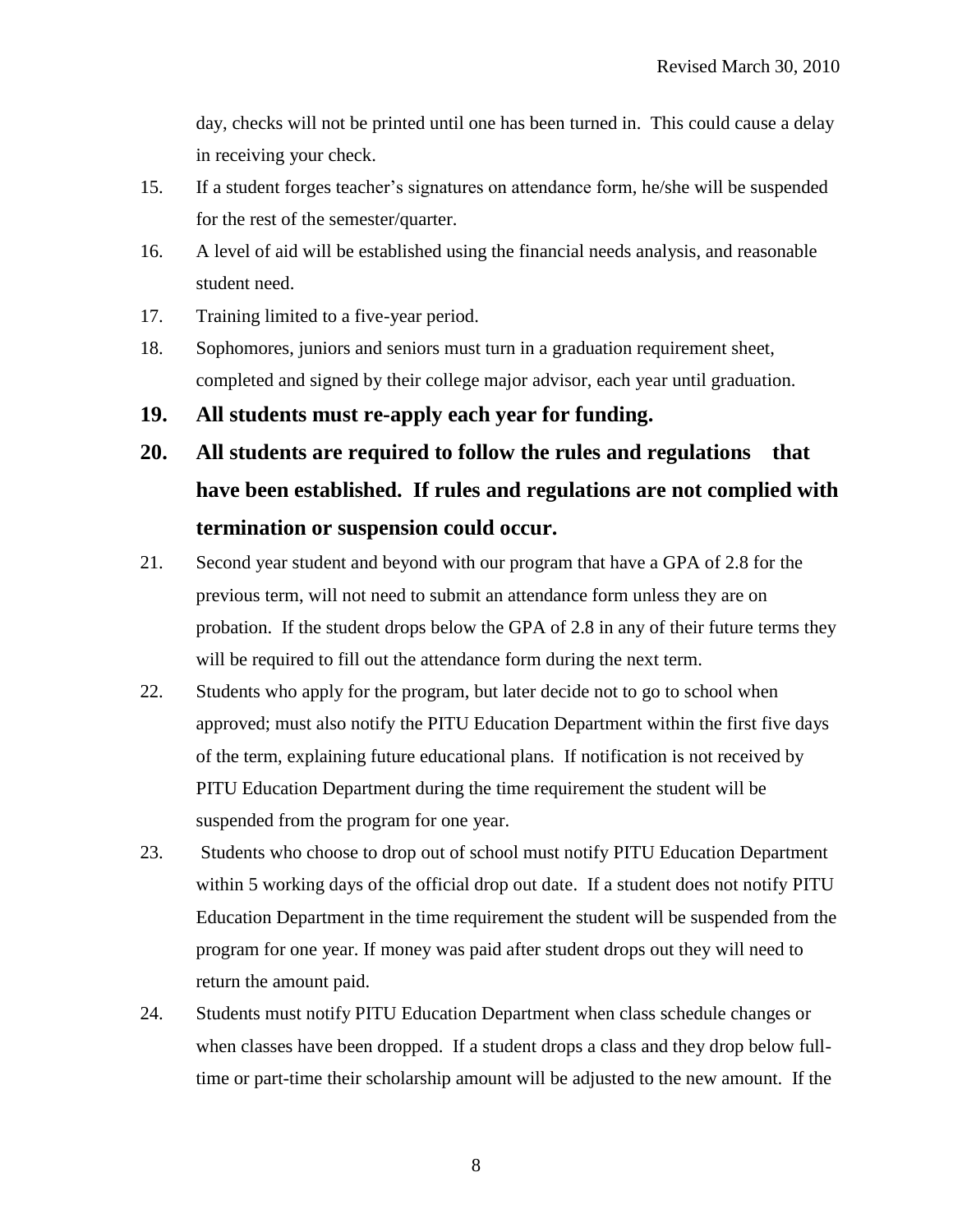day, checks will not be printed until one has been turned in. This could cause a delay in receiving your check.

15. If a student forges teacher's signatures on attendance form, he/she will be suspended for the rest of the semester/quarter.
16. A level of aid will be established using the financial needs analysis, and reasonable student need.
17. Training limited to a five-year period.
18. Sophomores, juniors and seniors must turn in a graduation requirement sheet, completed and signed by their college major advisor, each year until graduation.
19. **All students must re-apply each year for funding.**
20. **All students are required to follow the rules and regulations that have been established. If rules and regulations are not complied with termination or suspension could occur.**
21. Second year student and beyond with our program that have a GPA of 2.8 for the previous term, will not need to submit an attendance form unless they are on probation. If the student drops below the GPA of 2.8 in any of their future terms they will be required to fill out the attendance form during the next term.
22. Students who apply for the program, but later decide not to go to school when approved; must also notify the PITU Education Department within the first five days of the term, explaining future educational plans. If notification is not received by PITU Education Department during the time requirement the student will be suspended from the program for one year.
23. Students who choose to drop out of school must notify PITU Education Department within 5 working days of the official drop out date. If a student does not notify PITU Education Department in the time requirement the student will be suspended from the program for one year. If money was paid after student drops out they will need to return the amount paid.
24. Students must notify PITU Education Department when class schedule changes or when classes have been dropped. If a student drops a class and they drop below full-time or part-time their scholarship amount will be adjusted to the new amount. If the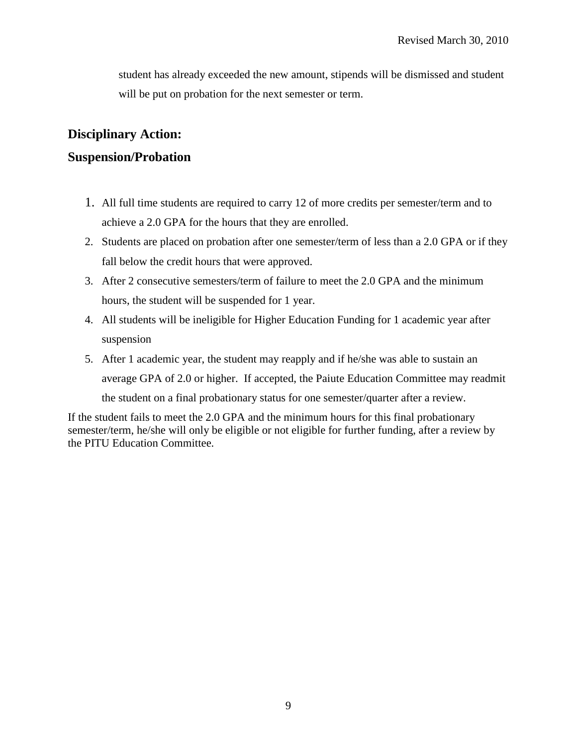student has already exceeded the new amount, stipends will be dismissed and student will be put on probation for the next semester or term.

## Disciplinary Action:

## Suspension/Probation

1. All full time students are required to carry 12 of more credits per semester/term and to achieve a 2.0 GPA for the hours that they are enrolled.
2. Students are placed on probation after one semester/term of less than a 2.0 GPA or if they fall below the credit hours that were approved.
3. After 2 consecutive semesters/term of failure to meet the 2.0 GPA and the minimum hours, the student will be suspended for 1 year.
4. All students will be ineligible for Higher Education Funding for 1 academic year after suspension
5. After 1 academic year, the student may reapply and if he/she was able to sustain an average GPA of 2.0 or higher. If accepted, the Paiute Education Committee may readmit the student on a final probationary status for one semester/quarter after a review.

If the student fails to meet the 2.0 GPA and the minimum hours for this final probationary semester/term, he/she will only be eligible or not eligible for further funding, after a review by the PITU Education Committee.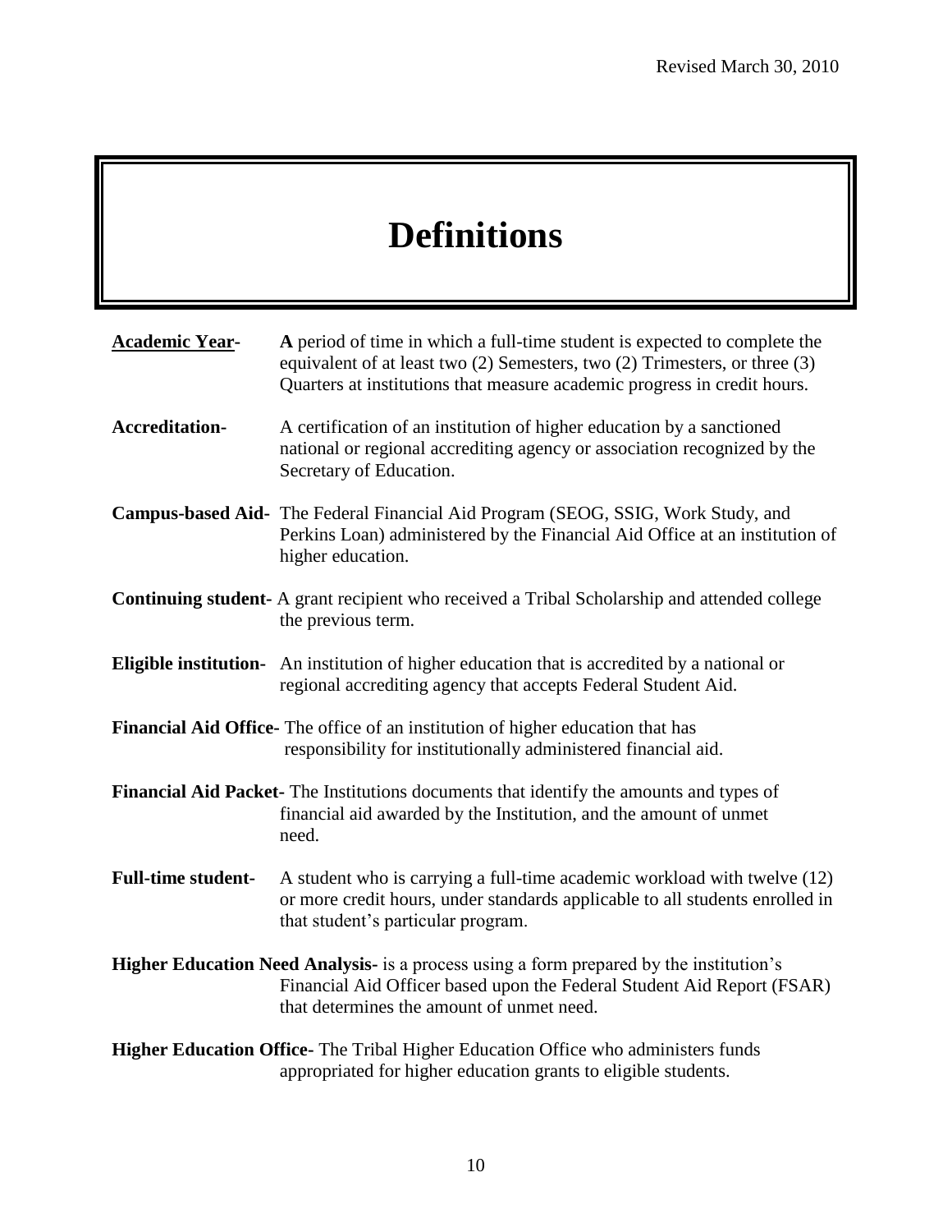# Definitions

**Academic Year-** **A** period of time in which a full-time student is expected to complete the equivalent of at least two (2) Semesters, two (2) Trimesters, or three (3) Quarters at institutions that measure academic progress in credit hours.

**Accreditation-** A certification of an institution of higher education by a sanctioned national or regional accrediting agency or association recognized by the Secretary of Education.

**Campus-based Aid-** The Federal Financial Aid Program (SEOG, SSIG, Work Study, and Perkins Loan) administered by the Financial Aid Office at an institution of higher education.

**Continuing student-** A grant recipient who received a Tribal Scholarship and attended college the previous term.

**Eligible institution-** An institution of higher education that is accredited by a national or regional accrediting agency that accepts Federal Student Aid.

**Financial Aid Office-** The office of an institution of higher education that has responsibility for institutionally administered financial aid.

**Financial Aid Packet-** The Institutions documents that identify the amounts and types of financial aid awarded by the Institution, and the amount of unmet need.

**Full-time student-** A student who is carrying a full-time academic workload with twelve (12) or more credit hours, under standards applicable to all students enrolled in that student's particular program.

**Higher Education Need Analysis-** is a process using a form prepared by the institution's Financial Aid Officer based upon the Federal Student Aid Report (FSAR) that determines the amount of unmet need.

**Higher Education Office-** The Tribal Higher Education Office who administers funds appropriated for higher education grants to eligible students.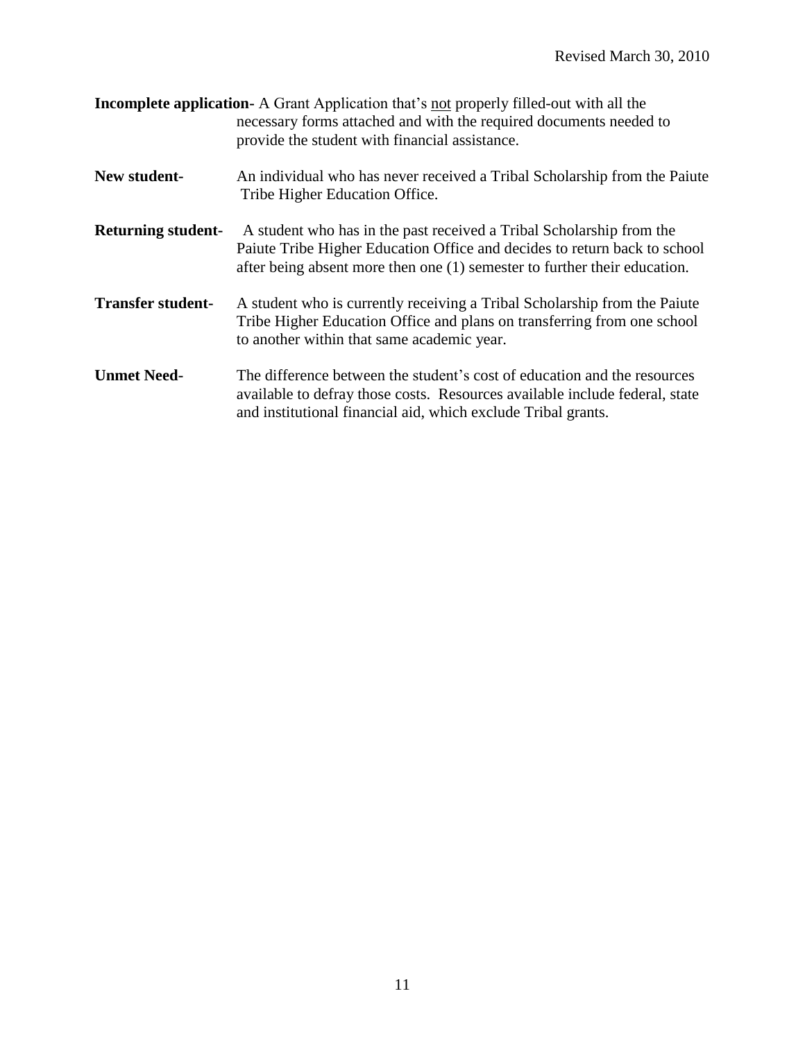**Incomplete application-** A Grant Application that's not properly filled-out with all the necessary forms attached and with the required documents needed to provide the student with financial assistance.

**New student-** An individual who has never received a Tribal Scholarship from the Paiute Tribe Higher Education Office.

**Returning student-** A student who has in the past received a Tribal Scholarship from the Paiute Tribe Higher Education Office and decides to return back to school after being absent more then one (1) semester to further their education.

**Transfer student-** A student who is currently receiving a Tribal Scholarship from the Paiute Tribe Higher Education Office and plans on transferring from one school to another within that same academic year.

**Unmet Need-** The difference between the student's cost of education and the resources available to defray those costs. Resources available include federal, state and institutional financial aid, which exclude Tribal grants.